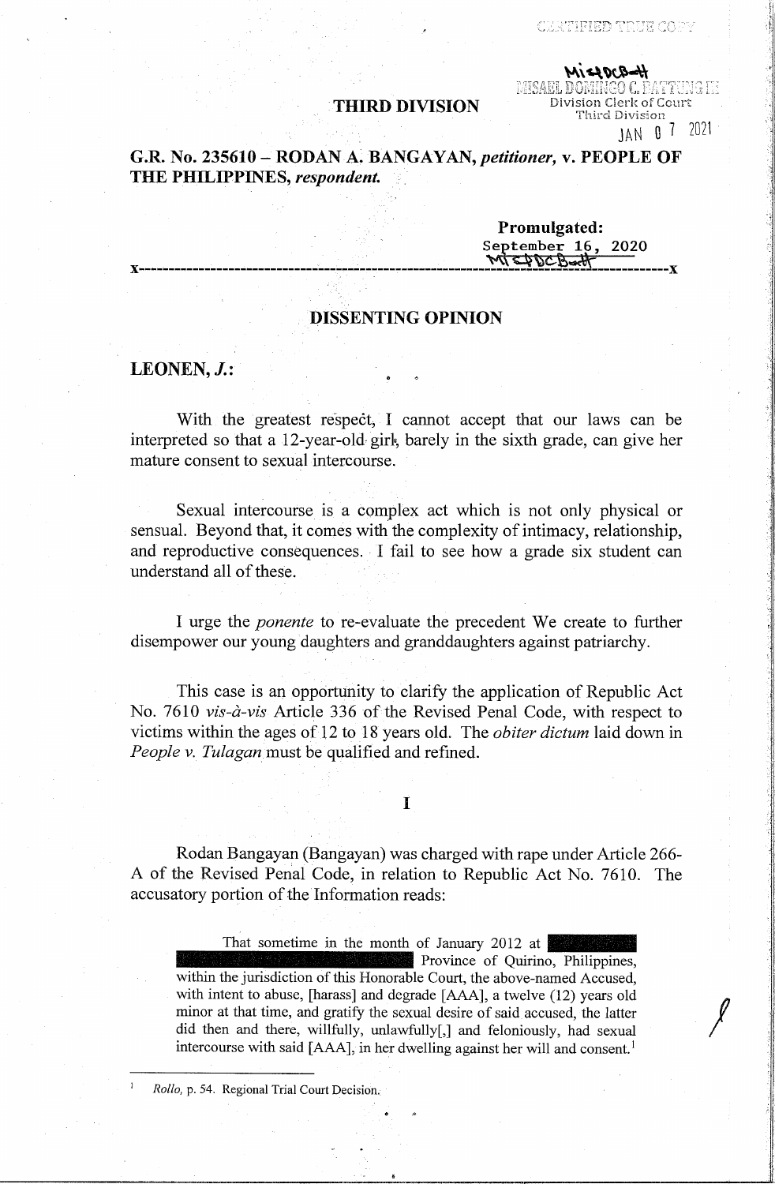THIRD DIVISION

**G.R. No. 235610 – RODAN A. BANGAYAN, *petitioner*, v. PEOPLE OF THE PHILIPPINES, *respondent*.**

**Promulgated:**
September 16, 2020

x-----------------------------------------------------------------------------------------x

## DISSENTING OPINION

**LEONEN, *J.*:**

With the greatest respect, I cannot accept that our laws can be interpreted so that a 12-year-old girl, barely in the sixth grade, can give her mature consent to sexual intercourse.

Sexual intercourse is a complex act which is not only physical or sensual. Beyond that, it comes with the complexity of intimacy, relationship, and reproductive consequences. I fail to see how a grade six student can understand all of these.

I urge the *ponente* to re-evaluate the precedent We create to further disempower our young daughters and granddaughters against patriarchy.

This case is an opportunity to clarify the application of Republic Act No. 7610 *vis-à-vis* Article 336 of the Revised Penal Code, with respect to victims within the ages of 12 to 18 years old. The *obiter dictum* laid down in *People v. Tulagan* must be qualified and refined.

### I

Rodan Bangayan (Bangayan) was charged with rape under Article 266-A of the Revised Penal Code, in relation to Republic Act No. 7610. The accusatory portion of the Information reads:

> That sometime in the month of January 2012 at [redacted] Province of Quirino, Philippines, within the jurisdiction of this Honorable Court, the above-named Accused, with intent to abuse, [harass] and degrade [AAA], a twelve (12) years old minor at that time, and gratify the sexual desire of said accused, the latter did then and there, willfully, unlawfully[,] and feloniously, had sexual intercourse with said [AAA], in her dwelling against her will and consent.[1]

[1] *Rollo*, p. 54. Regional Trial Court Decision.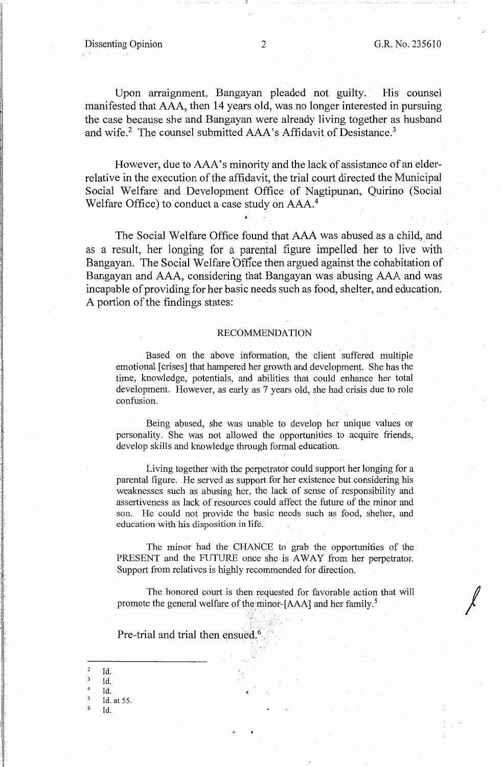Upon arraignment, Bangayan pleaded not guilty. His counsel manifested that AAA, then 14 years old, was no longer interested in pursuing the case because she and Bangayan were already living together as husband and wife.[2] The counsel submitted AAA's Affidavit of Desistance.[3]

However, due to AAA's minority and the lack of assistance of an elder-relative in the execution of the affidavit, the trial court directed the Municipal Social Welfare and Development Office of Nagtipunan, Quirino (Social Welfare Office) to conduct a case study on AAA.[4]

The Social Welfare Office found that AAA was abused as a child, and as a result, her longing for a parental figure impelled her to live with Bangayan. The Social Welfare Office then argued against the cohabitation of Bangayan and AAA, considering that Bangayan was abusing AAA and was incapable of providing for her basic needs such as food, shelter, and education. A portion of the findings states:

> RECOMMENDATION
>
> Based on the above information, the client suffered multiple emotional [crises] that hampered her growth and development. She has the time, knowledge, potentials, and abilities that could enhance her total development. However, as early as 7 years old, she had crisis due to role confusion.
>
> Being abused, she was unable to develop her unique values or personality. She was not allowed the opportunities to acquire friends, develop skills and knowledge through formal education.
>
> Living together with the perpetrator could support her longing for a parental figure. He served as support for her existence but considering his weaknesses such as abusing her, the lack of sense of responsibility and assertiveness as lack of resources could affect the future of the minor and son. He could not provide the basic needs such as food, shelter, and education with his disposition in life.
>
> The minor had the CHANCE to grab the opportunities of the PRESENT and the FUTURE once she is AWAY from her perpetrator. Support from relatives is highly recommended for direction.
>
> The honored court is then requested for favorable action that will promote the general welfare of the minor-[AAA] and her family.[5]

Pre-trial and trial then ensued.[6]

---

[2] Id.

[3] Id.

[4] Id.

[5] Id. at 55.

[6] Id.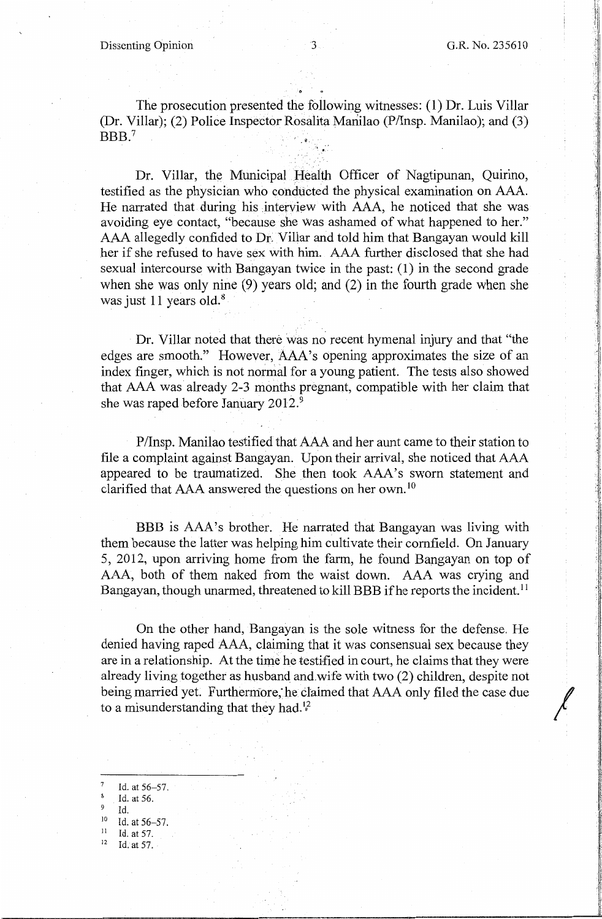The prosecution presented the following witnesses: (1) Dr. Luis Villar (Dr. Villar); (2) Police Inspector Rosalita Manilao (P/Insp. Manilao); and (3) BBB.[7]

Dr. Villar, the Municipal Health Officer of Nagtipunan, Quirino, testified as the physician who conducted the physical examination on AAA. He narrated that during his interview with AAA, he noticed that she was avoiding eye contact, "because she was ashamed of what happened to her." AAA allegedly confided to Dr. Villar and told him that Bangayan would kill her if she refused to have sex with him. AAA further disclosed that she had sexual intercourse with Bangayan twice in the past: (1) in the second grade when she was only nine (9) years old; and (2) in the fourth grade when she was just 11 years old.[8]

Dr. Villar noted that there was no recent hymenal injury and that "the edges are smooth." However, AAA's opening approximates the size of an index finger, which is not normal for a young patient. The tests also showed that AAA was already 2-3 months pregnant, compatible with her claim that she was raped before January 2012.[9]

P/Insp. Manilao testified that AAA and her aunt came to their station to file a complaint against Bangayan. Upon their arrival, she noticed that AAA appeared to be traumatized. She then took AAA's sworn statement and clarified that AAA answered the questions on her own.[10]

BBB is AAA's brother. He narrated that Bangayan was living with them because the latter was helping him cultivate their cornfield. On January 5, 2012, upon arriving home from the farm, he found Bangayan on top of AAA, both of them naked from the waist down. AAA was crying and Bangayan, though unarmed, threatened to kill BBB if he reports the incident.[11]

On the other hand, Bangayan is the sole witness for the defense. He denied having raped AAA, claiming that it was consensual sex because they are in a relationship. At the time he testified in court, he claims that they were already living together as husband and wife with two (2) children, despite not being married yet. Furthermore, he claimed that AAA only filed the case due to a misunderstanding that they had.[12]

---

[7] Id. at 56–57.
[8] Id. at 56.
[9] Id.
[10] Id. at 56–57.
[11] Id. at 57.
[12] Id. at 57.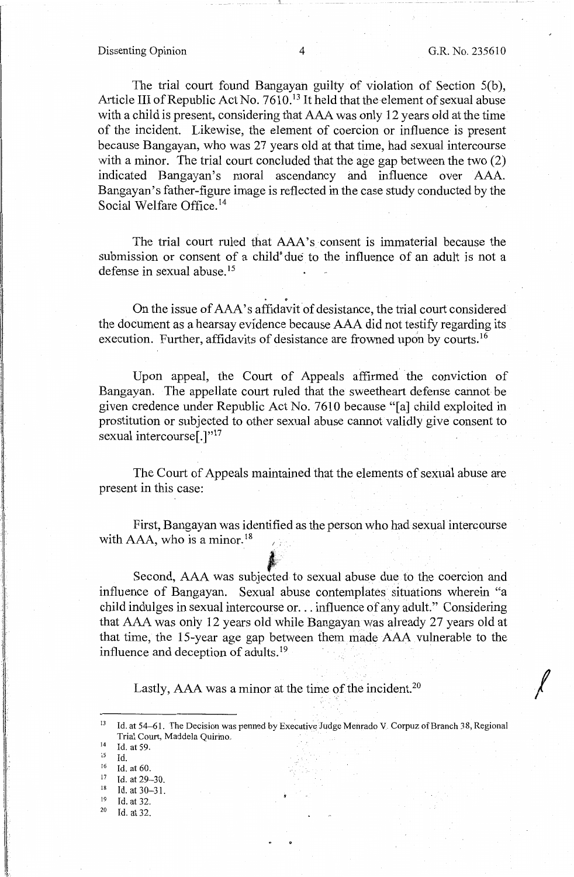The trial court found Bangayan guilty of violation of Section 5(b), Article III of Republic Act No. 7610.[13] It held that the element of sexual abuse with a child is present, considering that AAA was only 12 years old at the time of the incident. Likewise, the element of coercion or influence is present because Bangayan, who was 27 years old at that time, had sexual intercourse with a minor. The trial court concluded that the age gap between the two (2) indicated Bangayan's moral ascendancy and influence over AAA. Bangayan's father-figure image is reflected in the case study conducted by the Social Welfare Office.[14]

The trial court ruled that AAA's consent is immaterial because the submission or consent of a child due to the influence of an adult is not a defense in sexual abuse.[15]

On the issue of AAA's affidavit of desistance, the trial court considered the document as a hearsay evidence because AAA did not testify regarding its execution. Further, affidavits of desistance are frowned upon by courts.[16]

Upon appeal, the Court of Appeals affirmed the conviction of Bangayan. The appellate court ruled that the sweetheart defense cannot be given credence under Republic Act No. 7610 because "[a] child exploited in prostitution or subjected to other sexual abuse cannot validly give consent to sexual intercourse[.]"[17]

The Court of Appeals maintained that the elements of sexual abuse are present in this case:

First, Bangayan was identified as the person who had sexual intercourse with AAA, who is a minor.[18]

Second, AAA was subjected to sexual abuse due to the coercion and influence of Bangayan. Sexual abuse contemplates situations wherein "a child indulges in sexual intercourse or. . . influence of any adult." Considering that AAA was only 12 years old while Bangayan was already 27 years old at that time, the 15-year age gap between them made AAA vulnerable to the influence and deception of adults.[19]

Lastly, AAA was a minor at the time of the incident.[20]

---

[13] Id. at 54–61. The Decision was penned by Executive Judge Menrado V. Corpuz of Branch 38, Regional Trial Court, Maddela Quirino.

[14] Id. at 59.

[15] Id.

[16] Id. at 60.

[17] Id. at 29–30.

[18] Id. at 30–31.

[19] Id. at 32.

[20] Id. at 32.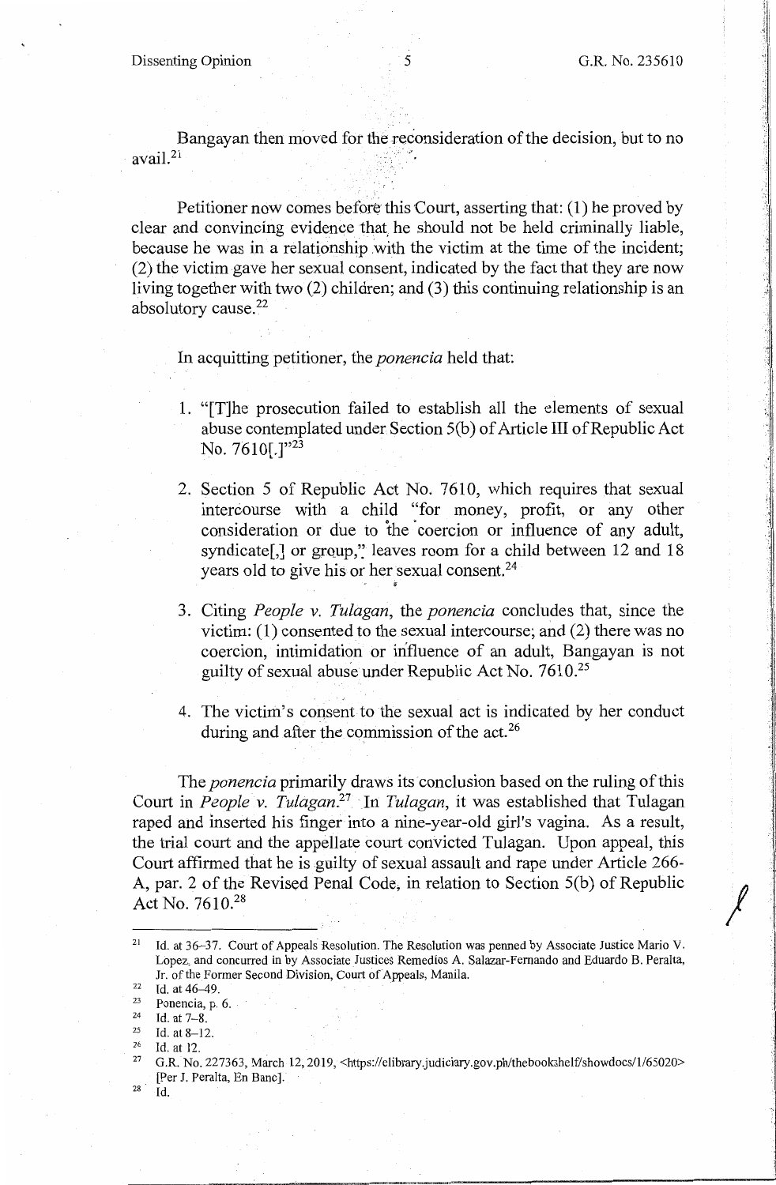Bangayan then moved for the reconsideration of the decision, but to no avail.[21]

Petitioner now comes before this Court, asserting that: (1) he proved by clear and convincing evidence that he should not be held criminally liable, because he was in a relationship with the victim at the time of the incident; (2) the victim gave her sexual consent, indicated by the fact that they are now living together with two (2) children; and (3) this continuing relationship is an absolutory cause.[22]

In acquitting petitioner, the *ponencia* held that:

1. "[T]he prosecution failed to establish all the elements of sexual abuse contemplated under Section 5(b) of Article III of Republic Act No. 7610[.]"[23]

2. Section 5 of Republic Act No. 7610, which requires that sexual intercourse with a child "for money, profit, or any other consideration or due to the coercion or influence of any adult, syndicate[,] or group," leaves room for a child between 12 and 18 years old to give his or her sexual consent.[24]

3. Citing *People v. Tulagan*, the *ponencia* concludes that, since the victim: (1) consented to the sexual intercourse; and (2) there was no coercion, intimidation or influence of an adult, Bangayan is not guilty of sexual abuse under Republic Act No. 7610.[25]

4. The victim's consent to the sexual act is indicated by her conduct during and after the commission of the act.[26]

The *ponencia* primarily draws its conclusion based on the ruling of this Court in *People v. Tulagan*.[27] In *Tulagan*, it was established that Tulagan raped and inserted his finger into a nine-year-old girl's vagina. As a result, the trial court and the appellate court convicted Tulagan. Upon appeal, this Court affirmed that he is guilty of sexual assault and rape under Article 266-A, par. 2 of the Revised Penal Code, in relation to Section 5(b) of Republic Act No. 7610.[28]

---

[21] Id. at 36–37. Court of Appeals Resolution. The Resolution was penned by Associate Justice Mario V. Lopez, and concurred in by Associate Justices Remedios A. Salazar-Fernando and Eduardo B. Peralta, Jr. of the Former Second Division, Court of Appeals, Manila.

[22] Id. at 46–49.

[23] Ponencia, p. 6.

[24] Id. at 7–8.

[25] Id. at 8–12.

[26] Id. at 12.

[27] G.R. No. 227363, March 12, 2019, <https://elibrary.judiciary.gov.ph/thebookshelf/showdocs/1/65020> [Per J. Peralta, En Banc].

[28] Id.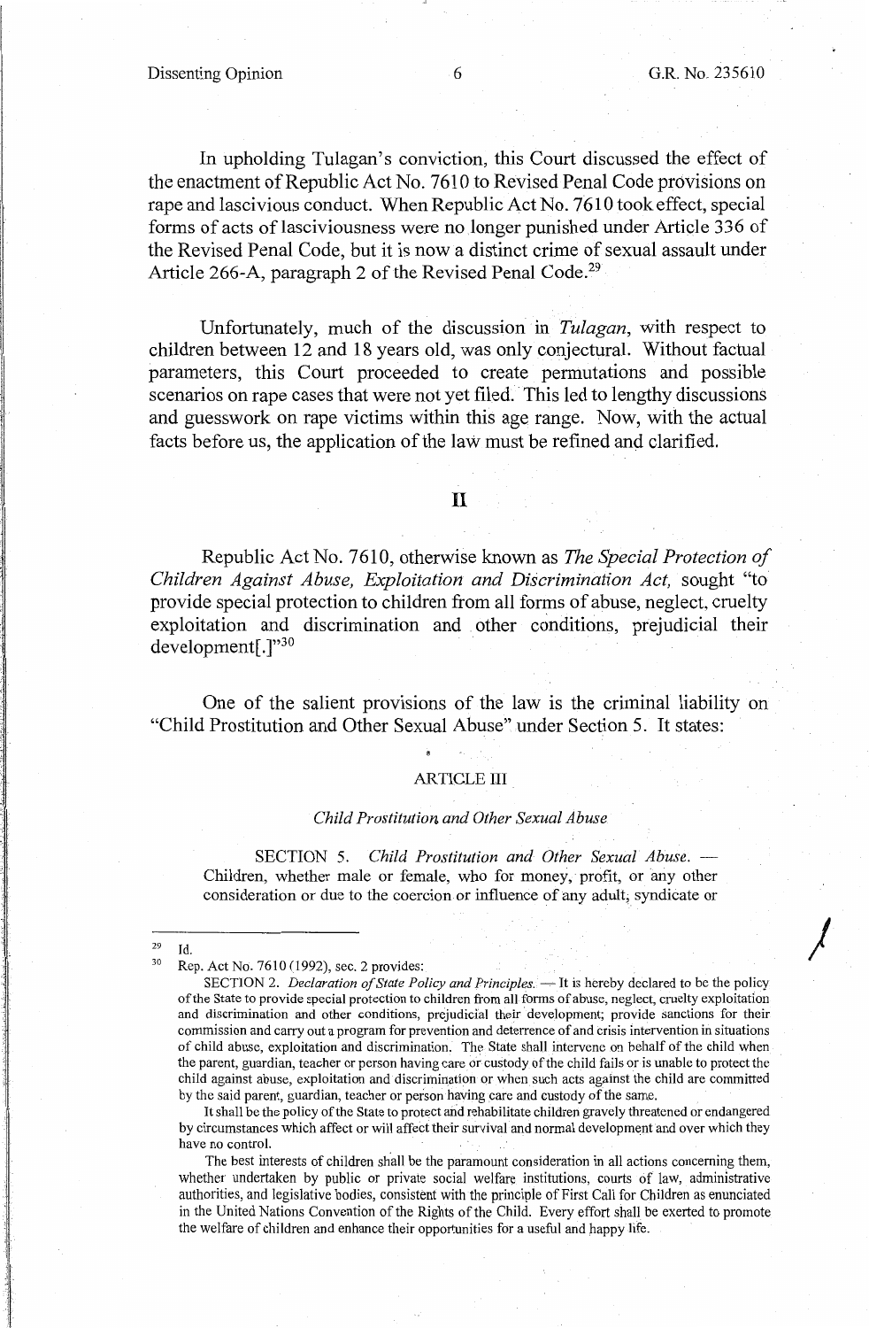In upholding Tulagan's conviction, this Court discussed the effect of the enactment of Republic Act No. 7610 to Revised Penal Code provisions on rape and lascivious conduct. When Republic Act No. 7610 took effect, special forms of acts of lasciviousness were no longer punished under Article 336 of the Revised Penal Code, but it is now a distinct crime of sexual assault under Article 266-A, paragraph 2 of the Revised Penal Code.[29]

Unfortunately, much of the discussion in *Tulagan*, with respect to children between 12 and 18 years old, was only conjectural. Without factual parameters, this Court proceeded to create permutations and possible scenarios on rape cases that were not yet filed. This led to lengthy discussions and guesswork on rape victims within this age range. Now, with the actual facts before us, the application of the law must be refined and clarified.

## II

Republic Act No. 7610, otherwise known as *The Special Protection of Children Against Abuse, Exploitation and Discrimination Act,* sought "to provide special protection to children from all forms of abuse, neglect, cruelty exploitation and discrimination and other conditions, prejudicial their development[.]"[30]

One of the salient provisions of the law is the criminal liability on "Child Prostitution and Other Sexual Abuse" under Section 5. It states:

> ARTICLE III
>
> *Child Prostitution and Other Sexual Abuse*
>
> SECTION 5. *Child Prostitution and Other Sexual Abuse.* — Children, whether male or female, who for money, profit, or any other consideration or due to the coercion or influence of any adult, syndicate or

---

[29] Id.

[30] Rep. Act No. 7610 (1992), sec. 2 provides:

SECTION 2. *Declaration of State Policy and Principles.* — It is hereby declared to be the policy of the State to provide special protection to children from all forms of abuse, neglect, cruelty exploitation and discrimination and other conditions, prejudicial their development; provide sanctions for their commission and carry out a program for prevention and deterrence of and crisis intervention in situations of child abuse, exploitation and discrimination. The State shall intervene on behalf of the child when the parent, guardian, teacher or person having care or custody of the child fails or is unable to protect the child against abuse, exploitation and discrimination or when such acts against the child are committed by the said parent, guardian, teacher or person having care and custody of the same.

It shall be the policy of the State to protect and rehabilitate children gravely threatened or endangered by circumstances which affect or will affect their survival and normal development and over which they have no control.

The best interests of children shall be the paramount consideration in all actions concerning them, whether undertaken by public or private social welfare institutions, courts of law, administrative authorities, and legislative bodies, consistent with the principle of First Call for Children as enunciated in the United Nations Convention of the Rights of the Child. Every effort shall be exerted to promote the welfare of children and enhance their opportunities for a useful and happy life.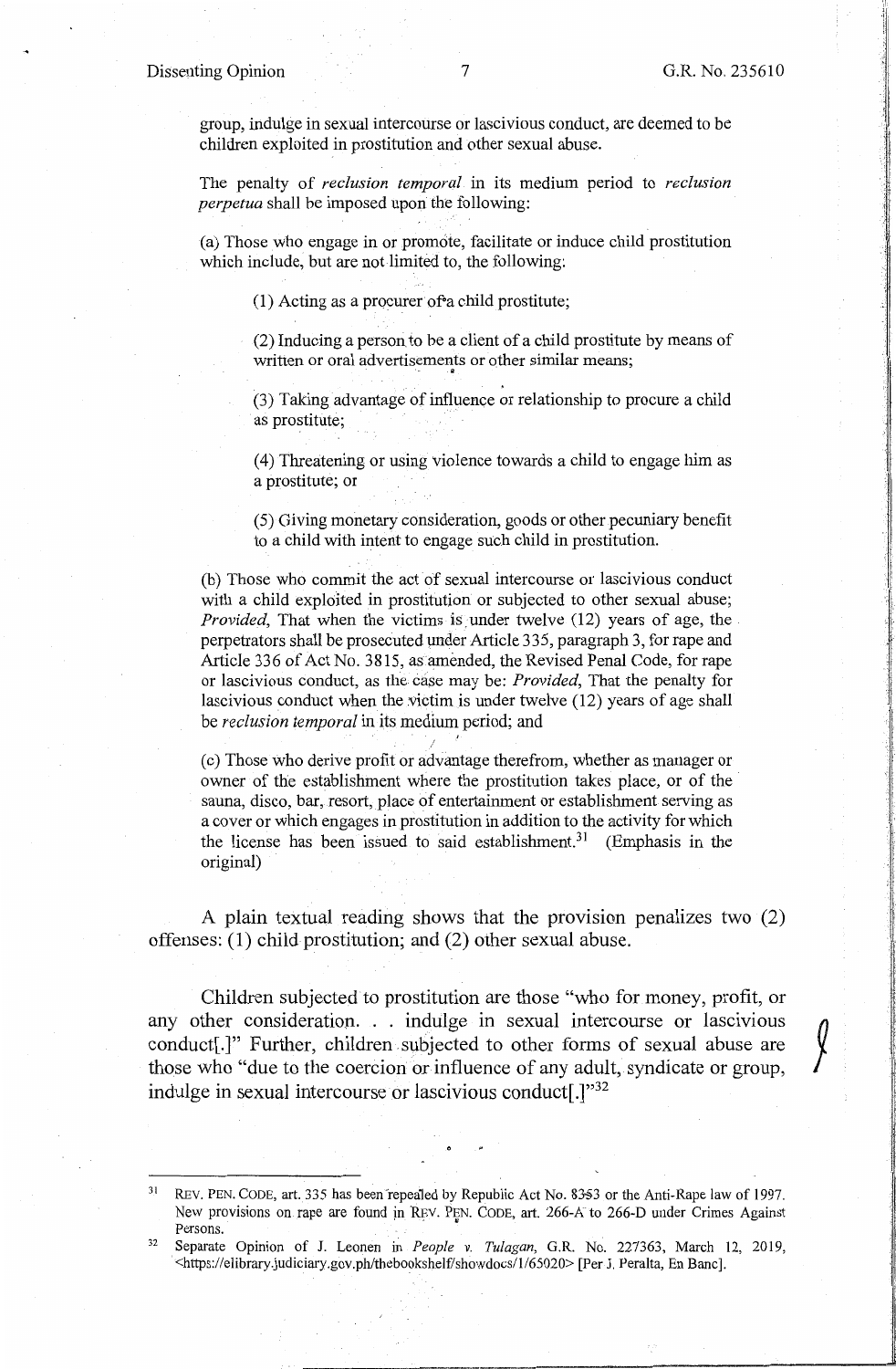group, indulge in sexual intercourse or lascivious conduct, are deemed to be children exploited in prostitution and other sexual abuse.

> The penalty of *reclusion temporal* in its medium period to *reclusion perpetua* shall be imposed upon the following:
>
> (a) Those who engage in or promote, facilitate or induce child prostitution which include, but are not limited to, the following:
>
> > (1) Acting as a procurer of a child prostitute;
> >
> > (2) Inducing a person to be a client of a child prostitute by means of written or oral advertisements or other similar means;
> >
> > (3) Taking advantage of influence or relationship to procure a child as prostitute;
> >
> > (4) Threatening or using violence towards a child to engage him as a prostitute; or
> >
> > (5) Giving monetary consideration, goods or other pecuniary benefit to a child with intent to engage such child in prostitution.
>
> (b) Those who commit the act of sexual intercourse or lascivious conduct with a child exploited in prostitution or subjected to other sexual abuse; *Provided*, That when the victims is under twelve (12) years of age, the perpetrators shall be prosecuted under Article 335, paragraph 3, for rape and Article 336 of Act No. 3815, as amended, the Revised Penal Code, for rape or lascivious conduct, as the case may be: *Provided*, That the penalty for lascivious conduct when the victim is under twelve (12) years of age shall be *reclusion temporal* in its medium period; and
>
> (c) Those who derive profit or advantage therefrom, whether as manager or owner of the establishment where the prostitution takes place, or of the sauna, disco, bar, resort, place of entertainment or establishment serving as a cover or which engages in prostitution in addition to the activity for which the license has been issued to said establishment.[31] (Emphasis in the original)

A plain textual reading shows that the provision penalizes two (2) offenses: (1) child prostitution; and (2) other sexual abuse.

Children subjected to prostitution are those "who for money, profit, or any other consideration. . . indulge in sexual intercourse or lascivious conduct[.]" Further, children subjected to other forms of sexual abuse are those who "due to the coercion or influence of any adult, syndicate or group, indulge in sexual intercourse or lascivious conduct[.]"[32]

---

[31] REV. PEN. CODE, art. 335 has been repealed by Republic Act No. 8353 or the Anti-Rape law of 1997. New provisions on rape are found in REV. PEN. CODE, art. 266-A to 266-D under Crimes Against Persons.

[32] Separate Opinion of J. Leonen in *People v. Tulagan*, G.R. No. 227363, March 12, 2019, <https://elibrary.judiciary.gov.ph/thebookshelf/showdocs/1/65020> [Per J. Peralta, En Banc].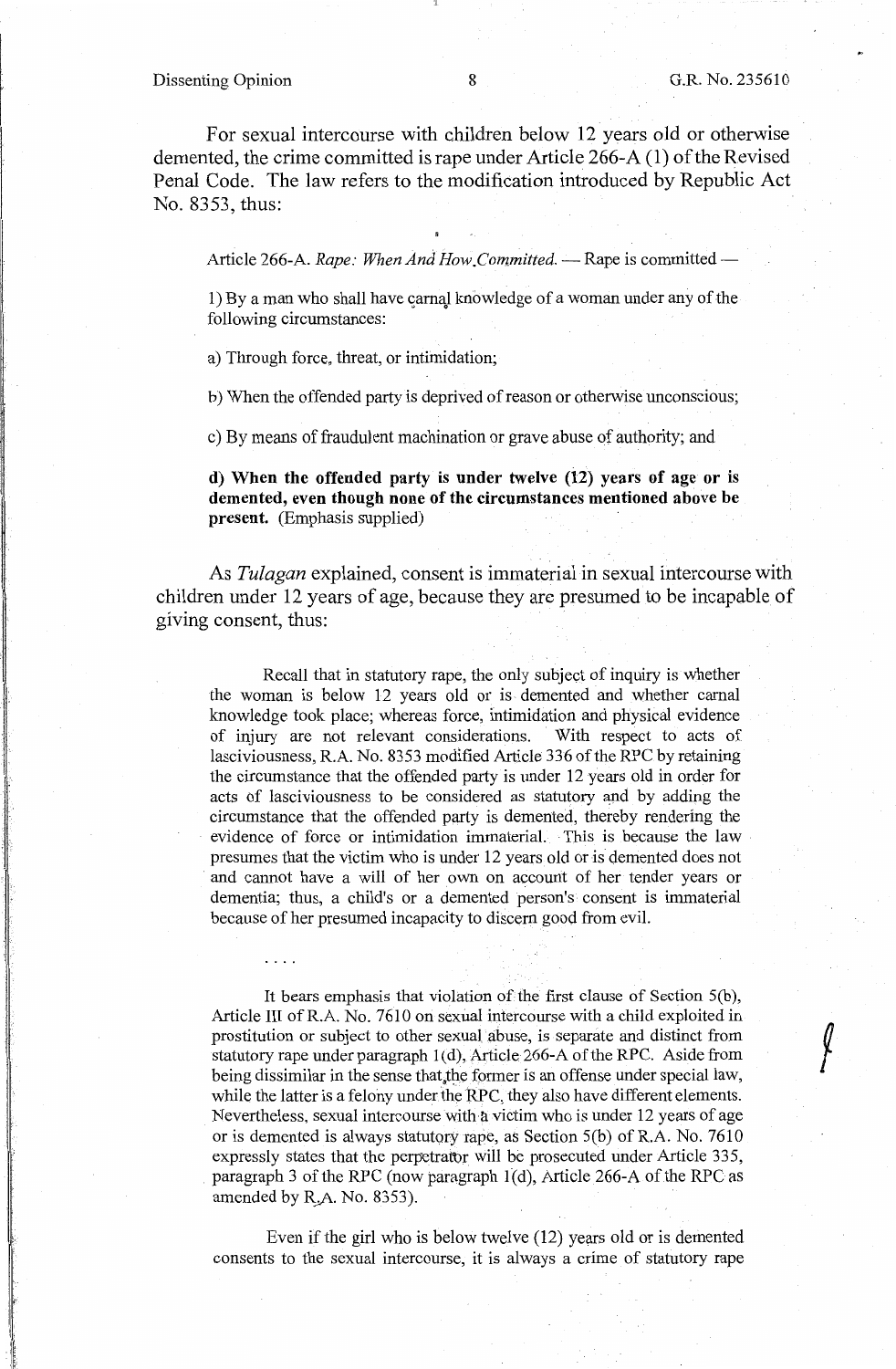For sexual intercourse with children below 12 years old or otherwise demented, the crime committed is rape under Article 266-A (1) of the Revised Penal Code. The law refers to the modification introduced by Republic Act No. 8353, thus:

> Article 266-A. *Rape: When And How Committed.* — Rape is committed —
>
> 1) By a man who shall have carnal knowledge of a woman under any of the following circumstances:
>
> a) Through force, threat, or intimidation;
>
> b) When the offended party is deprived of reason or otherwise unconscious;
>
> c) By means of fraudulent machination or grave abuse of authority; and
>
> **d) When the offended party is under twelve (12) years of age or is demented, even though none of the circumstances mentioned above be present.** (Emphasis supplied)

As *Tulagan* explained, consent is immaterial in sexual intercourse with children under 12 years of age, because they are presumed to be incapable of giving consent, thus:

> Recall that in statutory rape, the only subject of inquiry is whether the woman is below 12 years old or is demented and whether carnal knowledge took place; whereas force, intimidation and physical evidence of injury are not relevant considerations. With respect to acts of lasciviousness, R.A. No. 8353 modified Article 336 of the RPC by retaining the circumstance that the offended party is under 12 years old in order for acts of lasciviousness to be considered as statutory and by adding the circumstance that the offended party is demented, thereby rendering the evidence of force or intimidation immaterial. This is because the law presumes that the victim who is under 12 years old or is demented does not and cannot have a will of her own on account of her tender years or dementia; thus, a child's or a demented person's consent is immaterial because of her presumed incapacity to discern good from evil.
>
> ....
>
> It bears emphasis that violation of the first clause of Section 5(b), Article III of R.A. No. 7610 on sexual intercourse with a child exploited in prostitution or subject to other sexual abuse, is separate and distinct from statutory rape under paragraph 1(d), Article 266-A of the RPC. Aside from being dissimilar in the sense that the former is an offense under special law, while the latter is a felony under the RPC, they also have different elements. Nevertheless, sexual intercourse with a victim who is under 12 years of age or is demented is always statutory rape, as Section 5(b) of R.A. No. 7610 expressly states that the perpetrator will be prosecuted under Article 335, paragraph 3 of the RPC (now paragraph 1(d), Article 266-A of the RPC as amended by R.A. No. 8353).
>
> Even if the girl who is below twelve (12) years old or is demented consents to the sexual intercourse, it is always a crime of statutory rape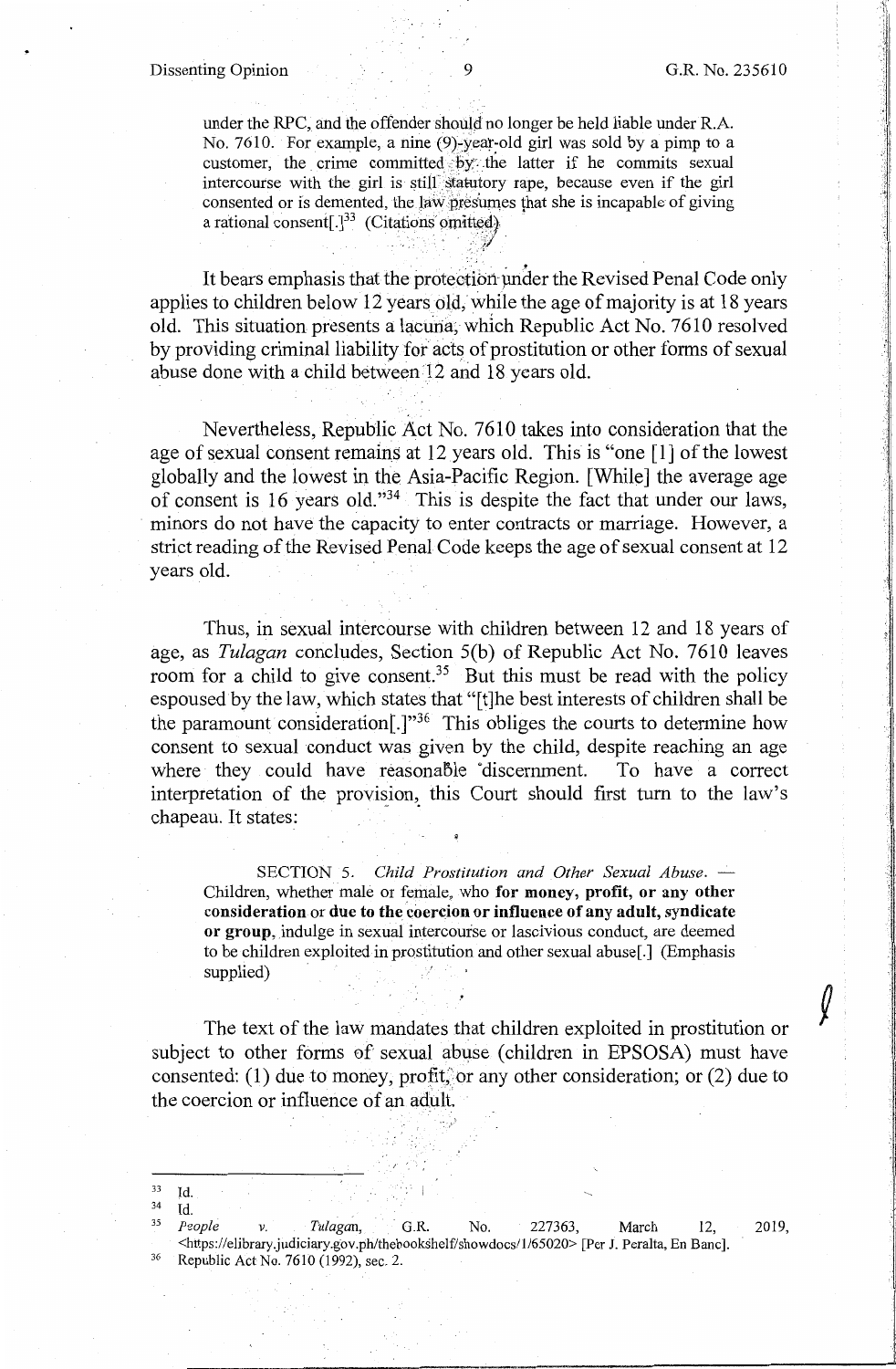under the RPC, and the offender should no longer be held liable under R.A. No. 7610. For example, a nine (9)-year-old girl was sold by a pimp to a customer, the crime committed by the latter if he commits sexual intercourse with the girl is still statutory rape, because even if the girl consented or is demented, the law presumes that she is incapable of giving a rational consent[.][33] (Citations omitted)

It bears emphasis that the protection under the Revised Penal Code only applies to children below 12 years old, while the age of majority is at 18 years old. This situation presents a lacuna, which Republic Act No. 7610 resolved by providing criminal liability for acts of prostitution or other forms of sexual abuse done with a child between 12 and 18 years old.

Nevertheless, Republic Act No. 7610 takes into consideration that the age of sexual consent remains at 12 years old. This is "one [1] of the lowest globally and the lowest in the Asia-Pacific Region. [While] the average age of consent is 16 years old."[34] This is despite the fact that under our laws, minors do not have the capacity to enter contracts or marriage. However, a strict reading of the Revised Penal Code keeps the age of sexual consent at 12 years old.

Thus, in sexual intercourse with children between 12 and 18 years of age, as *Tulagan* concludes, Section 5(b) of Republic Act No. 7610 leaves room for a child to give consent.[35] But this must be read with the policy espoused by the law, which states that "[t]he best interests of children shall be the paramount consideration[.]"[36] This obliges the courts to determine how consent to sexual conduct was given by the child, despite reaching an age where they could have reasonable discernment. To have a correct interpretation of the provision, this Court should first turn to the law's chapeau. It states:

> SECTION 5. *Child Prostitution and Other Sexual Abuse.* — Children, whether male or female, who **for money, profit, or any other consideration** or **due to the coercion or influence of any adult, syndicate or group**, indulge in sexual intercourse or lascivious conduct, are deemed to be children exploited in prostitution and other sexual abuse[.] (Emphasis supplied)

The text of the law mandates that children exploited in prostitution or subject to other forms of sexual abuse (children in EPSOSA) must have consented: (1) due to money, profit, or any other consideration; or (2) due to the coercion or influence of an adult.

---

[33] Id.

[34] Id.

[35] *People v. Tulagan*, G.R. No. 227363, March 12, 2019, <https://elibrary.judiciary.gov.ph/thebookshelf/showdocs/1/65020> [Per J. Peralta, En Banc].

[36] Republic Act No. 7610 (1992), sec. 2.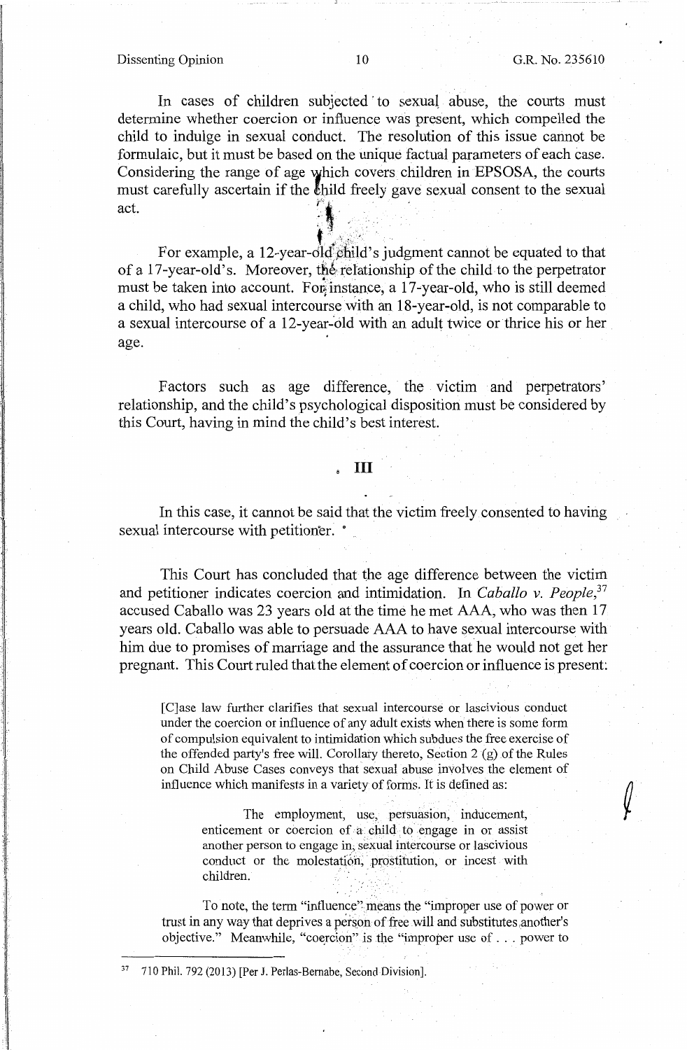In cases of children subjected to sexual abuse, the courts must determine whether coercion or influence was present, which compelled the child to indulge in sexual conduct. The resolution of this issue cannot be formulaic, but it must be based on the unique factual parameters of each case. Considering the range of age which covers children in EPSOSA, the courts must carefully ascertain if the child freely gave sexual consent to the sexual act.

For example, a 12-year-old child's judgment cannot be equated to that of a 17-year-old's. Moreover, the relationship of the child to the perpetrator must be taken into account. For instance, a 17-year-old, who is still deemed a child, who had sexual intercourse with an 18-year-old, is not comparable to a sexual intercourse of a 12-year-old with an adult twice or thrice his or her age.

Factors such as age difference, the victim and perpetrators' relationship, and the child's psychological disposition must be considered by this Court, having in mind the child's best interest.

## III

In this case, it cannot be said that the victim freely consented to having sexual intercourse with petitioner.

This Court has concluded that the age difference between the victim and petitioner indicates coercion and intimidation. In *Caballo v. People*,[37] accused Caballo was 23 years old at the time he met AAA, who was then 17 years old. Caballo was able to persuade AAA to have sexual intercourse with him due to promises of marriage and the assurance that he would not get her pregnant. This Court ruled that the element of coercion or influence is present:

> [C]ase law further clarifies that sexual intercourse or lascivious conduct under the coercion or influence of any adult exists when there is some form of compulsion equivalent to intimidation which subdues the free exercise of the offended party's free will. Corollary thereto, Section 2 (g) of the Rules on Child Abuse Cases conveys that sexual abuse involves the element of influence which manifests in a variety of forms. It is defined as:
>
> > The employment, use, persuasion, inducement, enticement or coercion of a child to engage in or assist another person to engage in, sexual intercourse or lascivious conduct or the molestation, prostitution, or incest with children.
>
> To note, the term "influence" means the "improper use of power or trust in any way that deprives a person of free will and substitutes another's objective." Meanwhile, "coercion" is the "improper use of . . . power to

---

[37] 710 Phil. 792 (2013) [Per J. Perlas-Bernabe, Second Division].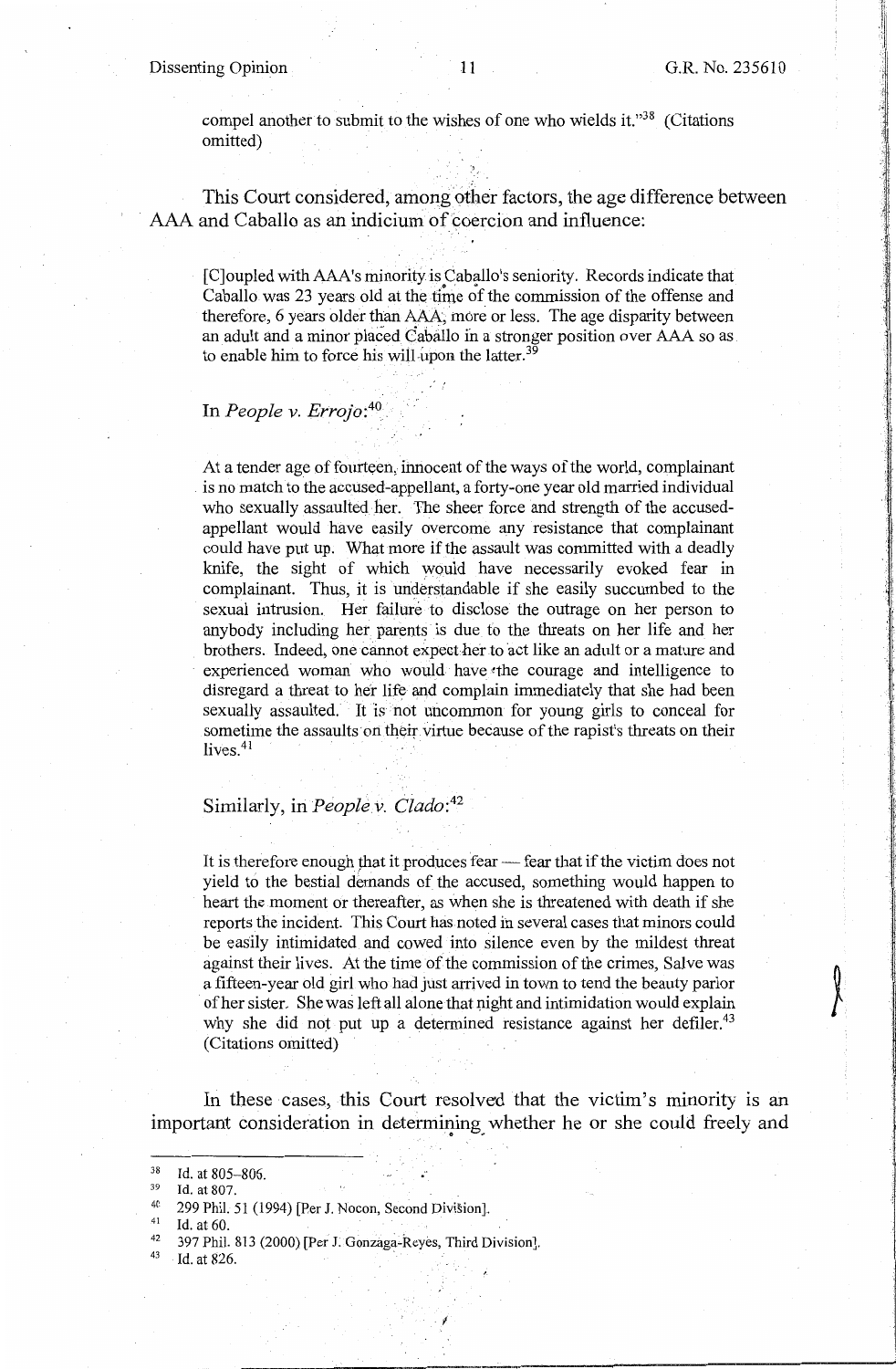compel another to submit to the wishes of one who wields it."[38] (Citations omitted)

This Court considered, among other factors, the age difference between AAA and Caballo as an indicium of coercion and influence:

> [C]oupled with AAA's minority is Caballo's seniority. Records indicate that Caballo was 23 years old at the time of the commission of the offense and therefore, 6 years older than AAA, more or less. The age disparity between an adult and a minor placed Caballo in a stronger position over AAA so as to enable him to force his will upon the latter.[39]

In *People v. Errojo*:[40]

> At a tender age of fourteen, innocent of the ways of the world, complainant is no match to the accused-appellant, a forty-one year old married individual who sexually assaulted her. The sheer force and strength of the accused-appellant would have easily overcome any resistance that complainant could have put up. What more if the assault was committed with a deadly knife, the sight of which would have necessarily evoked fear in complainant. Thus, it is understandable if she easily succumbed to the sexual intrusion. Her failure to disclose the outrage on her person to anybody including her parents is due to the threats on her life and her brothers. Indeed, one cannot expect her to act like an adult or a mature and experienced woman who would have the courage and intelligence to disregard a threat to her life and complain immediately that she had been sexually assaulted. It is not uncommon for young girls to conceal for sometime the assaults on their virtue because of the rapist's threats on their lives.[41]

Similarly, in *People v. Clado*:[42]

> It is therefore enough that it produces fear — fear that if the victim does not yield to the bestial demands of the accused, something would happen to heart the moment or thereafter, as when she is threatened with death if she reports the incident. This Court has noted in several cases that minors could be easily intimidated and cowed into silence even by the mildest threat against their lives. At the time of the commission of the crimes, Salve was a fifteen-year old girl who had just arrived in town to tend the beauty parlor of her sister. She was left all alone that night and intimidation would explain why she did not put up a determined resistance against her defiler.[43] (Citations omitted)

In these cases, this Court resolved that the victim's minority is an important consideration in determining whether he or she could freely and

---

[38] Id. at 805–806.

[39] Id. at 807.

[40] 299 Phil. 51 (1994) [Per J. Nocon, Second Division].

[41] Id. at 60.

[42] 397 Phil. 813 (2000) [Per J. Gonzaga-Reyes, Third Division].

[43] Id. at 826.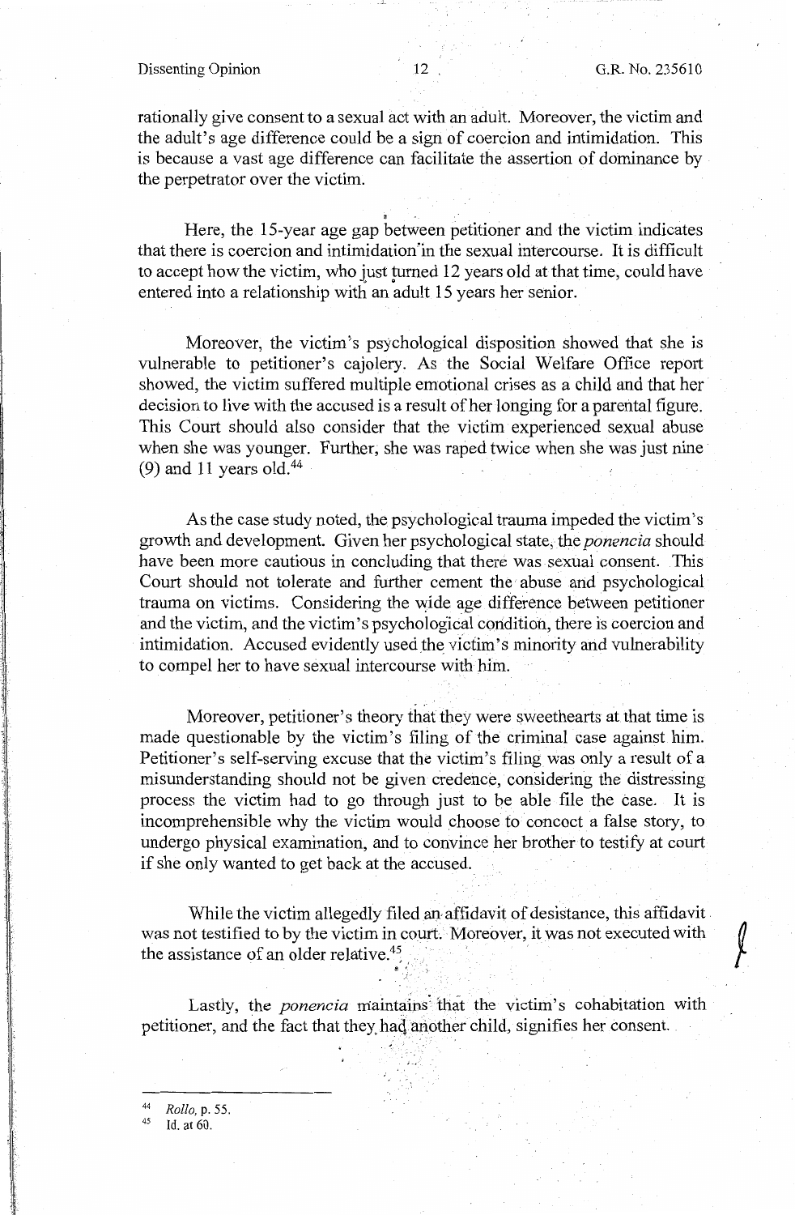rationally give consent to a sexual act with an adult. Moreover, the victim and the adult's age difference could be a sign of coercion and intimidation. This is because a vast age difference can facilitate the assertion of dominance by the perpetrator over the victim.

Here, the 15-year age gap between petitioner and the victim indicates that there is coercion and intimidation in the sexual intercourse. It is difficult to accept how the victim, who just turned 12 years old at that time, could have entered into a relationship with an adult 15 years her senior.

Moreover, the victim's psychological disposition showed that she is vulnerable to petitioner's cajolery. As the Social Welfare Office report showed, the victim suffered multiple emotional crises as a child and that her decision to live with the accused is a result of her longing for a parental figure. This Court should also consider that the victim experienced sexual abuse when she was younger. Further, she was raped twice when she was just nine (9) and 11 years old.[44]

As the case study noted, the psychological trauma impeded the victim's growth and development. Given her psychological state, the *ponencia* should have been more cautious in concluding that there was sexual consent. This Court should not tolerate and further cement the abuse and psychological trauma on victims. Considering the wide age difference between petitioner and the victim, and the victim's psychological condition, there is coercion and intimidation. Accused evidently used the victim's minority and vulnerability to compel her to have sexual intercourse with him.

Moreover, petitioner's theory that they were sweethearts at that time is made questionable by the victim's filing of the criminal case against him. Petitioner's self-serving excuse that the victim's filing was only a result of a misunderstanding should not be given credence, considering the distressing process the victim had to go through just to be able file the case. It is incomprehensible why the victim would choose to concoct a false story, to undergo physical examination, and to convince her brother to testify at court if she only wanted to get back at the accused.

While the victim allegedly filed an affidavit of desistance, this affidavit was not testified to by the victim in court. Moreover, it was not executed with the assistance of an older relative.[45]

Lastly, the *ponencia* maintains that the victim's cohabitation with petitioner, and the fact that they had another child, signifies her consent.

---

[44] *Rollo*, p. 55.

[45] Id. at 60.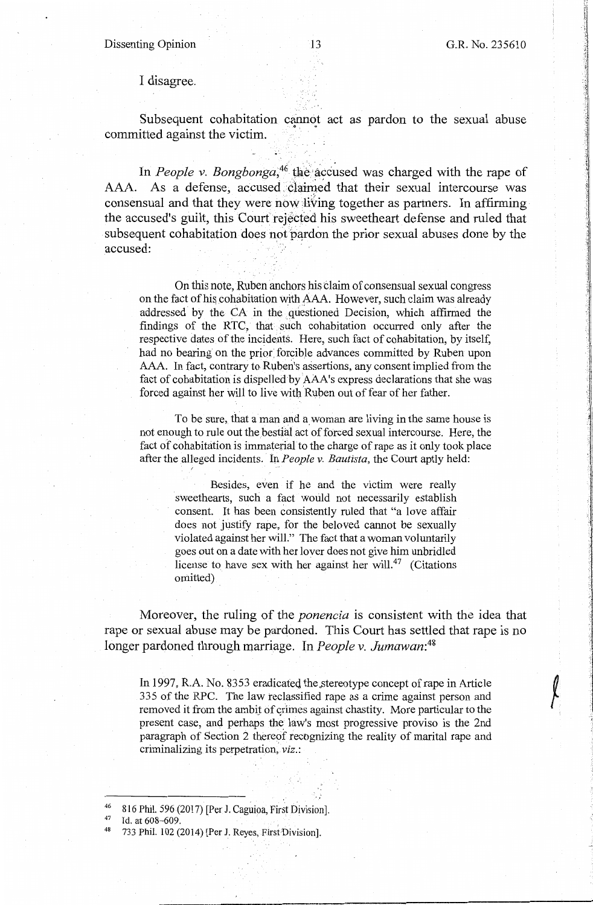I disagree.

Subsequent cohabitation cannot act as pardon to the sexual abuse committed against the victim.

In *People v. Bongbonga*,[46] the accused was charged with the rape of AAA. As a defense, accused claimed that their sexual intercourse was consensual and that they were now living together as partners. In affirming the accused's guilt, this Court rejected his sweetheart defense and ruled that subsequent cohabitation does not pardon the prior sexual abuses done by the accused:

> On this note, Ruben anchors his claim of consensual sexual congress on the fact of his cohabitation with AAA. However, such claim was already addressed by the CA in the questioned Decision, which affirmed the findings of the RTC, that such cohabitation occurred only after the respective dates of the incidents. Here, such fact of cohabitation, by itself, had no bearing on the prior forcible advances committed by Ruben upon AAA. In fact, contrary to Ruben's assertions, any consent implied from the fact of cohabitation is dispelled by AAA's express declarations that she was forced against her will to live with Ruben out of fear of her father.
>
> To be sure, that a man and a woman are living in the same house is not enough to rule out the bestial act of forced sexual intercourse. Here, the fact of cohabitation is immaterial to the charge of rape as it only took place after the alleged incidents. In *People v. Bautista*, the Court aptly held:
>
> > Besides, even if he and the victim were really sweethearts, such a fact would not necessarily establish consent. It has been consistently ruled that "a love affair does not justify rape, for the beloved cannot be sexually violated against her will." The fact that a woman voluntarily goes out on a date with her lover does not give him unbridled license to have sex with her against her will.[47] (Citations omitted)

Moreover, the ruling of the *ponencia* is consistent with the idea that rape or sexual abuse may be pardoned. This Court has settled that rape is no longer pardoned through marriage. In *People v. Jumawan*:[48]

> In 1997, R.A. No. 8353 eradicated the stereotype concept of rape in Article 335 of the RPC. The law reclassified rape as a crime against person and removed it from the ambit of crimes against chastity. More particular to the present case, and perhaps the law's most progressive proviso is the 2nd paragraph of Section 2 thereof recognizing the reality of marital rape and criminalizing its perpetration, *viz.*:

---

[46] 816 Phil. 596 (2017) [Per J. Caguioa, First Division].

[47] Id. at 608–609.

[48] 733 Phil. 102 (2014) [Per J. Reyes, First Division].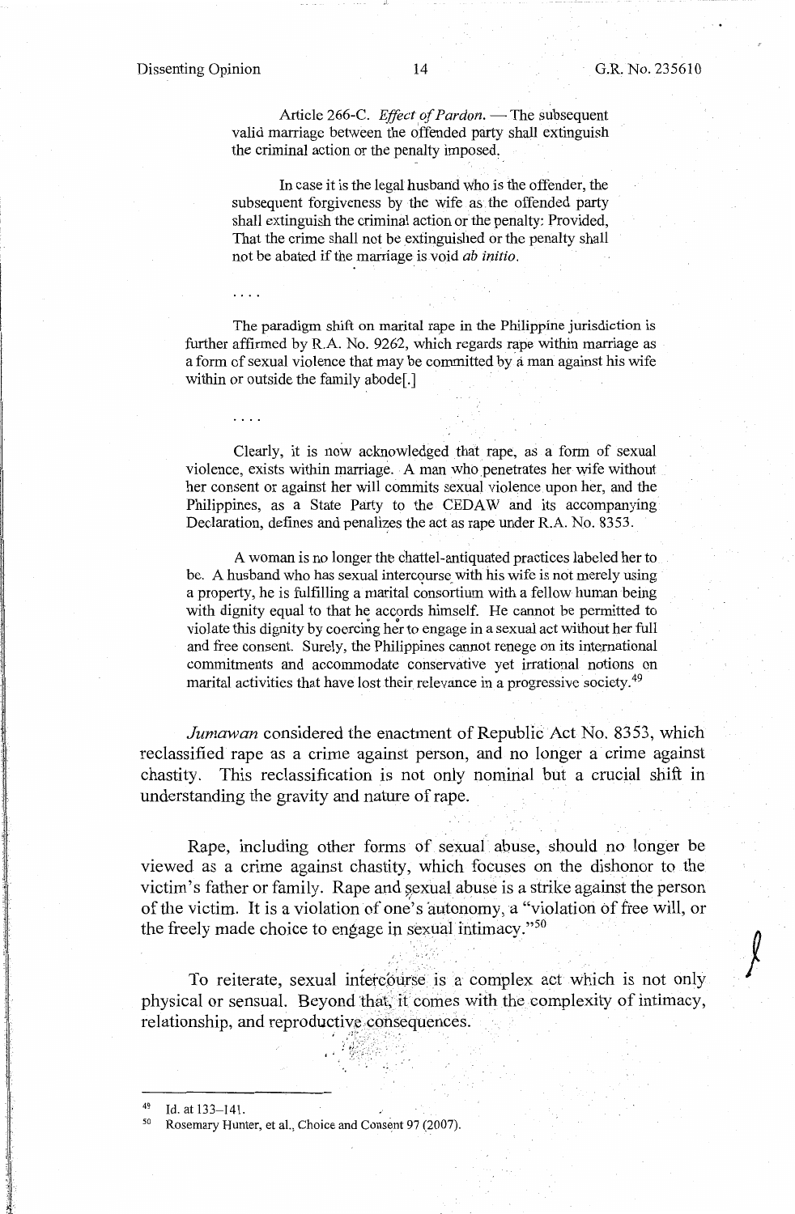Article 266-C. *Effect of Pardon.* — The subsequent valid marriage between the offended party shall extinguish the criminal action or the penalty imposed.

In case it is the legal husband who is the offender, the subsequent forgiveness by the wife as the offended party shall extinguish the criminal action or the penalty: Provided, That the crime shall not be extinguished or the penalty shall not be abated if the marriage is void *ab initio*.

. . . .

The paradigm shift on marital rape in the Philippine jurisdiction is further affirmed by R.A. No. 9262, which regards rape within marriage as a form of sexual violence that may be committed by a man against his wife within or outside the family abode[.]

. . . .

Clearly, it is now acknowledged that rape, as a form of sexual violence, exists within marriage. A man who penetrates her wife without her consent or against her will commits sexual violence upon her, and the Philippines, as a State Party to the CEDAW and its accompanying Declaration, defines and penalizes the act as rape under R.A. No. 8353.

A woman is no longer the chattel-antiquated practices labeled her to be. A husband who has sexual intercourse with his wife is not merely using a property, he is fulfilling a marital consortium with a fellow human being with dignity equal to that he accords himself. He cannot be permitted to violate this dignity by coercing her to engage in a sexual act without her full and free consent. Surely, the Philippines cannot renege on its international commitments and accommodate conservative yet irrational notions on marital activities that have lost their relevance in a progressive society.[49]

*Jumawan* considered the enactment of Republic Act No. 8353, which reclassified rape as a crime against person, and no longer a crime against chastity. This reclassification is not only nominal but a crucial shift in understanding the gravity and nature of rape.

Rape, including other forms of sexual abuse, should no longer be viewed as a crime against chastity, which focuses on the dishonor to the victim's father or family. Rape and sexual abuse is a strike against the person of the victim. It is a violation of one's autonomy, a "violation of free will, or the freely made choice to engage in sexual intimacy."[50]

To reiterate, sexual intercourse is a complex act which is not only physical or sensual. Beyond that, it comes with the complexity of intimacy, relationship, and reproductive consequences.

---

[49] Id. at 133–141.

[50] Rosemary Hunter, et al., Choice and Consent 97 (2007).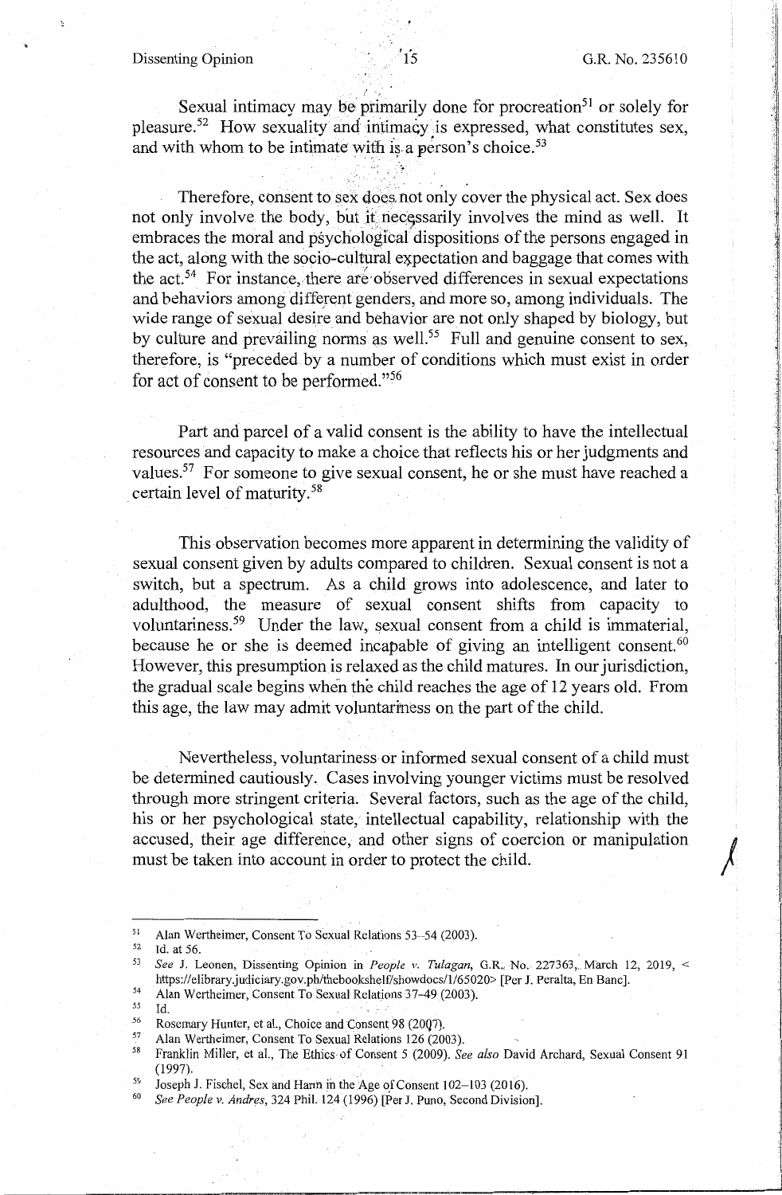Sexual intimacy may be primarily done for procreation[51] or solely for pleasure.[52] How sexuality and intimacy is expressed, what constitutes sex, and with whom to be intimate with is a person's choice.[53]

Therefore, consent to sex does not only cover the physical act. Sex does not only involve the body, but it necessarily involves the mind as well. It embraces the moral and psychological dispositions of the persons engaged in the act, along with the socio-cultural expectation and baggage that comes with the act.[54] For instance, there are observed differences in sexual expectations and behaviors among different genders, and more so, among individuals. The wide range of sexual desire and behavior are not only shaped by biology, but by culture and prevailing norms as well.[55] Full and genuine consent to sex, therefore, is "preceded by a number of conditions which must exist in order for act of consent to be performed."[56]

Part and parcel of a valid consent is the ability to have the intellectual resources and capacity to make a choice that reflects his or her judgments and values.[57] For someone to give sexual consent, he or she must have reached a certain level of maturity.[58]

This observation becomes more apparent in determining the validity of sexual consent given by adults compared to children. Sexual consent is not a switch, but a spectrum. As a child grows into adolescence, and later to adulthood, the measure of sexual consent shifts from capacity to voluntariness.[59] Under the law, sexual consent from a child is immaterial, because he or she is deemed incapable of giving an intelligent consent.[60] However, this presumption is relaxed as the child matures. In our jurisdiction, the gradual scale begins when the child reaches the age of 12 years old. From this age, the law may admit voluntariness on the part of the child.

Nevertheless, voluntariness or informed sexual consent of a child must be determined cautiously. Cases involving younger victims must be resolved through more stringent criteria. Several factors, such as the age of the child, his or her psychological state, intellectual capability, relationship with the accused, their age difference, and other signs of coercion or manipulation must be taken into account in order to protect the child.

---

[51] Alan Wertheimer, Consent To Sexual Relations 53–54 (2003).

[52] Id. at 56.

[53] *See* J. Leonen, Dissenting Opinion in *People v. Tulagan*, G.R. No. 227363, March 12, 2019, < https://elibrary.judiciary.gov.ph/thebookshelf/showdocs/1/65020> [Per J. Peralta, En Banc].

[54] Alan Wertheimer, Consent To Sexual Relations 37–49 (2003).

[55] Id.

[56] Rosemary Hunter, et al., Choice and Consent 98 (2007).

[57] Alan Wertheimer, Consent To Sexual Relations 126 (2003).

[58] Franklin Miller, et al., The Ethics of Consent 5 (2009). *See also* David Archard, Sexual Consent 91 (1997).

[59] Joseph J. Fischel, Sex and Harm in the Age of Consent 102–103 (2016).

[60] *See People v. Andres*, 324 Phil. 124 (1996) [Per J. Puno, Second Division].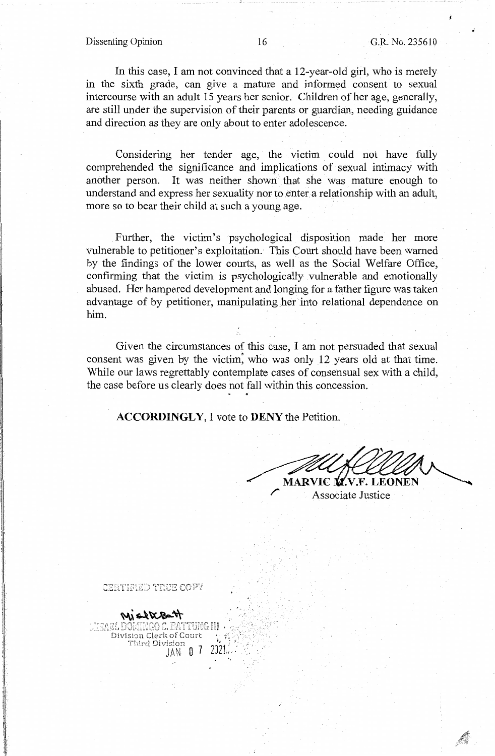In this case, I am not convinced that a 12-year-old girl, who is merely in the sixth grade, can give a mature and informed consent to sexual intercourse with an adult 15 years her senior. Children of her age, generally, are still under the supervision of their parents or guardian, needing guidance and direction as they are only about to enter adolescence.

Considering her tender age, the victim could not have fully comprehended the significance and implications of sexual intimacy with another person. It was neither shown that she was mature enough to understand and express her sexuality nor to enter a relationship with an adult, more so to bear their child at such a young age.

Further, the victim's psychological disposition made her more vulnerable to petitioner's exploitation. This Court should have been warned by the findings of the lower courts, as well as the Social Welfare Office, confirming that the victim is psychologically vulnerable and emotionally abused. Her hampered development and longing for a father figure was taken advantage of by petitioner, manipulating her into relational dependence on him.

Given the circumstances of this case, I am not persuaded that sexual consent was given by the victim, who was only 12 years old at that time. While our laws regrettably contemplate cases of consensual sex with a child, the case before us clearly does not fall within this concession.

**ACCORDINGLY,** I vote to **DENY** the Petition.

**MARVIC M.V.F. LEONEN**
Associate Justice

CERTIFIED TRUE COPY

MISAEL DOMINGO C. BATTUNG III
Division Clerk of Court
Third Division
JAN 07 2021